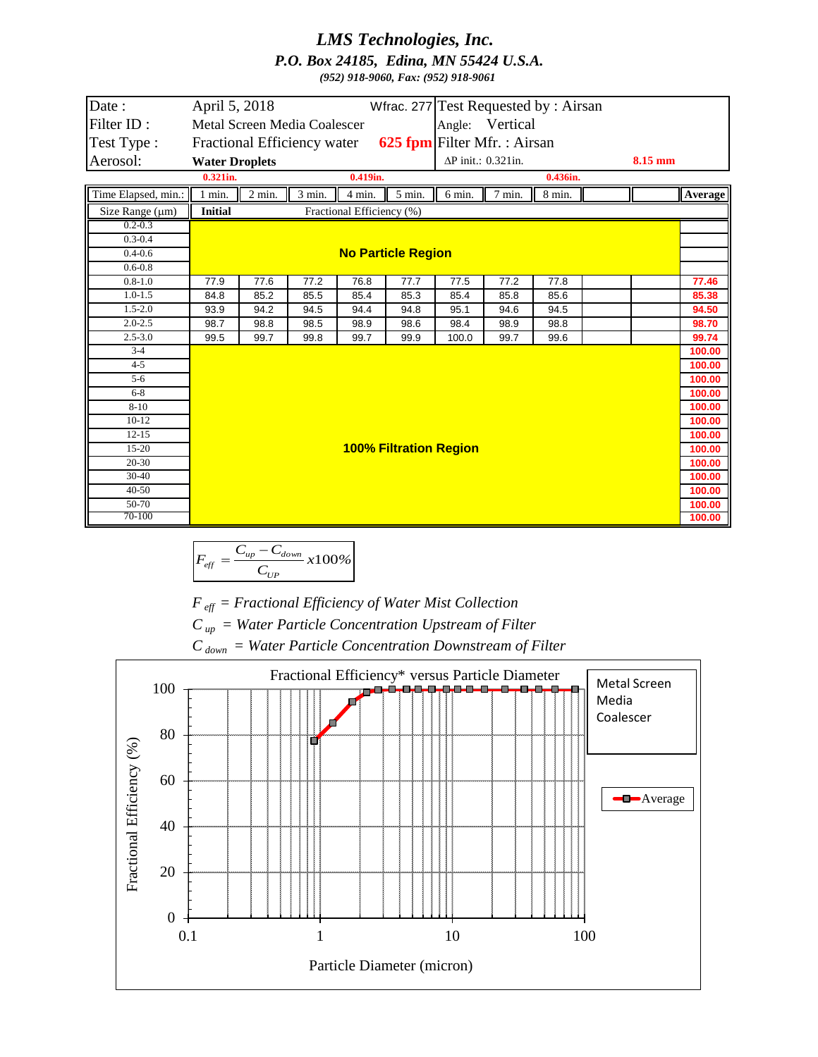# LMS Technologies, Inc.

***P.O. Box 24185, Edina, MN 55424 U.S.A.***

*(952) 918-9060, Fax: (952) 918-9061*

| | | | |
|---|---|---|---|
| Date : | April 5, 2018 | Wfrac. 277 | Test Requested by : Airsan |
| Filter ID : | Metal Screen Media Coalescer | | Angle: Vertical |
| Test Type : | Fractional Efficiency water | **625 fpm** | Filter Mfr. : Airsan |
| Aerosol: | **Water Droplets** | | ΔP init.: 0.321in. **8.15 mm** |

**0.321in.** **0.419in.** **0.436in.**

| Time Elapsed, min.: | 1 min. | 2 min. | 3 min. | 4 min. | 5 min. | 6 min. | 7 min. | 8 min. | | | **Average** |
|---|---|---|---|---|---|---|---|---|---|---|---|
| Size Range (μm) | **Initial** | | | Fractional Efficiency (%) | | | | | | | |
| 0.2-0.3 | | | | | | | | | | | |
| 0.3-0.4 | | | | | | | | | | | |
| 0.4-0.6 | | | | **No Particle Region** | | | | | | | |
| 0.6-0.8 | | | | | | | | | | | |
| 0.8-1.0 | 77.9 | 77.6 | 77.2 | 76.8 | 77.7 | 77.5 | 77.2 | 77.8 | | | **77.46** |
| 1.0-1.5 | 84.8 | 85.2 | 85.5 | 85.4 | 85.3 | 85.4 | 85.8 | 85.6 | | | **85.38** |
| 1.5-2.0 | 93.9 | 94.2 | 94.5 | 94.4 | 94.8 | 95.1 | 94.6 | 94.5 | | | **94.50** |
| 2.0-2.5 | 98.7 | 98.8 | 98.5 | 98.9 | 98.6 | 98.4 | 98.9 | 98.8 | | | **98.70** |
| 2.5-3.0 | 99.5 | 99.7 | 99.8 | 99.7 | 99.9 | 100.0 | 99.7 | 99.6 | | | **99.74** |
| 3-4 | | | | | | | | | | | **100.00** |
| 4-5 | | | | | | | | | | | **100.00** |
| 5-6 | | | | | | | | | | | **100.00** |
| 6-8 | | | | | | | | | | | **100.00** |
| 8-10 | | | | | | | | | | | **100.00** |
| 10-12 | | | | | | | | | | | **100.00** |
| 12-15 | | | | | | | | | | | **100.00** |
| 15-20 | | | | | **100% Filtration Region** | | | | | | **100.00** |
| 20-30 | | | | | | | | | | | **100.00** |
| 30-40 | | | | | | | | | | | **100.00** |
| 40-50 | | | | | | | | | | | **100.00** |
| 50-70 | | | | | | | | | | | **100.00** |
| 70-100 | | | | | | | | | | | **100.00** |

$$F_{eff} = \frac{C_{up} - C_{down}}{C_{UP}} x100\%$$

$F_{eff}$ = *Fractional Efficiency of Water Mist Collection*

$C_{up}$ = *Water Particle Concentration Upstream of Filter*

$C_{down}$ = *Water Particle Concentration Downstream of Filter*

Fractional Efficiency* versus Particle Diameter

Metal Screen Media Coalescer

Average

Fractional Efficiency (%): 0, 20, 40, 60, 80, 100

Particle Diameter (micron): 0.1, 1, 10, 100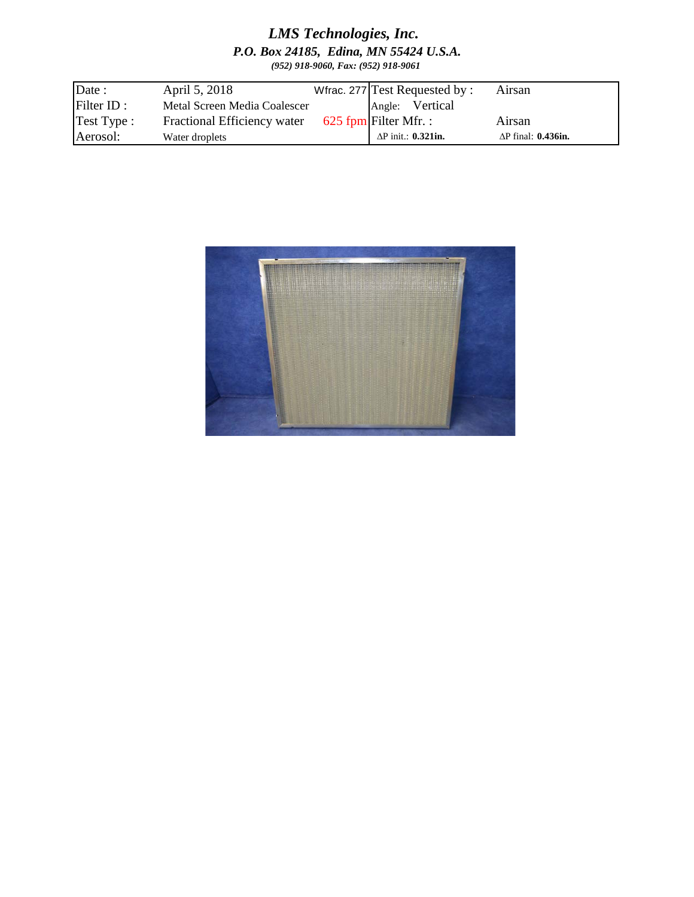***LMS Technologies, Inc.***

***P.O. Box 24185, Edina, MN 55424 U.S.A.***

***(952) 918-9060, Fax: (952) 918-9061***

| | | | | |
|---|---|---|---|---|
| Date : | April 5, 2018 | Wfrac. 277 | Test Requested by : | Airsan |
| Filter ID : | Metal Screen Media Coalescer | | Angle: Vertical | |
| Test Type : | Fractional Efficiency water | 625 fpm | Filter Mfr. : | Airsan |
| Aerosol: | Water droplets | | ΔP init.: **0.321in.** | ΔP final: **0.436in.** |